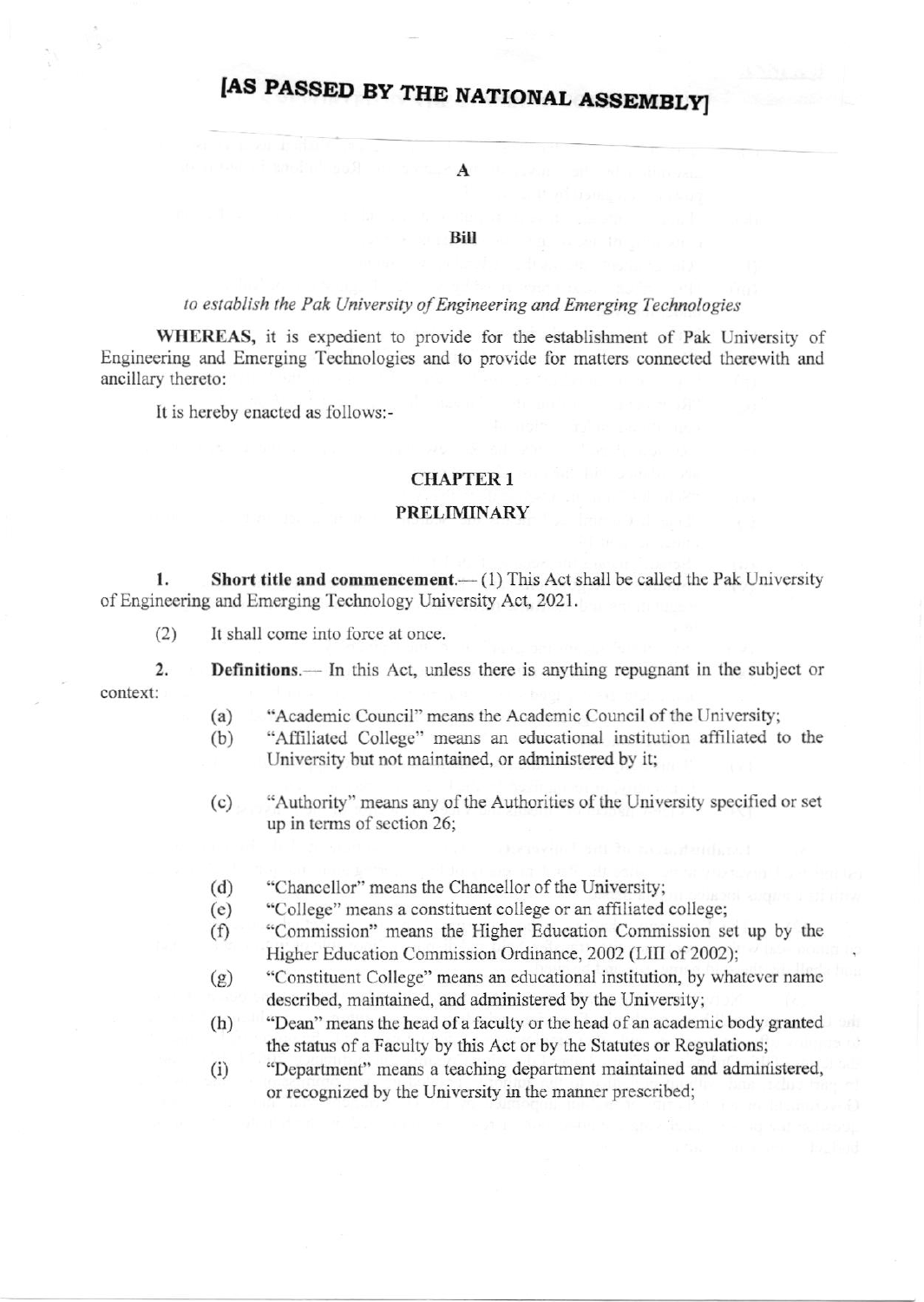**[AS PASSED BY THE NATIONAL ASSEMBLY]**

A

**Bill**

*to establish the Pak University of Engineering and Emerging Technologies*

**WHEREAS,** it is expedient to provide for the establishment of Pak University of Engineering and Emerging Technologies and to provide for matters connected therewith and ancillary thereto:

It is hereby enacted as follows:-

## CHAPTER 1

## PRELIMINARY

**1. Short title and commencement.**— (1) This Act shall be called the Pak University of Engineering and Emerging Technology University Act, 2021.

(2) It shall come into force at once.

**2. Definitions.**— In this Act, unless there is anything repugnant in the subject or context:

(a) "Academic Council" means the Academic Council of the University;

(b) "Affiliated College" means an educational institution affiliated to the University but not maintained, or administered by it;

(c) "Authority" means any of the Authorities of the University specified or set up in terms of section 26;

(d) "Chancellor" means the Chancellor of the University;

(e) "College" means a constituent college or an affiliated college;

(f) "Commission" means the Higher Education Commission set up by the Higher Education Commission Ordinance, 2002 (LIII of 2002);

(g) "Constituent College" means an educational institution, by whatever name described, maintained, and administered by the University;

(h) "Dean" means the head of a faculty or the head of an academic body granted the status of a Faculty by this Act or by the Statutes or Regulations;

(i) "Department" means a teaching department maintained and administered, or recognized by the University in the manner prescribed;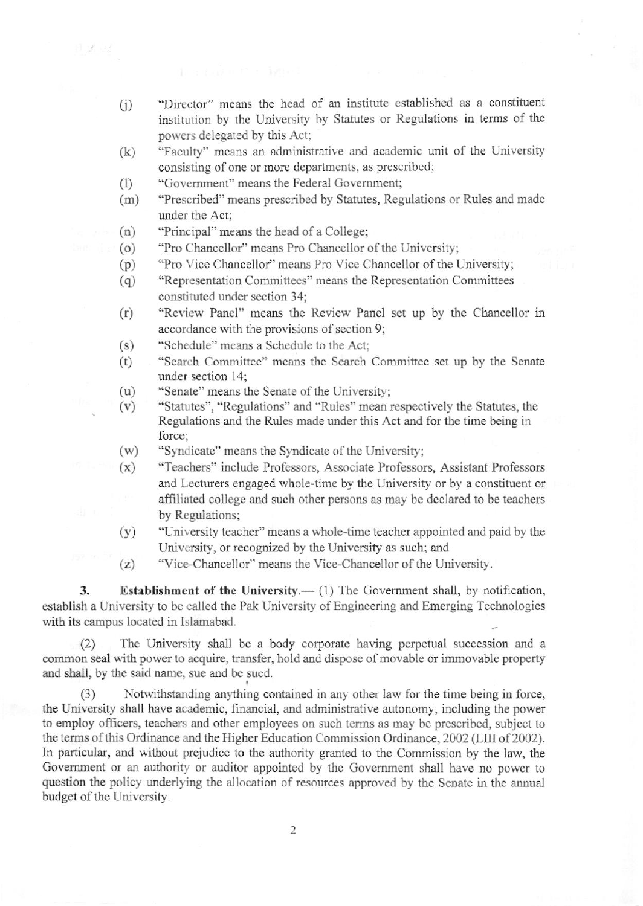(j) "Director" means the head of an institute established as a constituent institution by the University by Statutes or Regulations in terms of the powers delegated by this Act;

(k) "Faculty" means an administrative and academic unit of the University consisting of one or more departments, as prescribed;

(l) "Government" means the Federal Government;

(m) "Prescribed" means prescribed by Statutes, Regulations or Rules and made under the Act;

(n) "Principal" means the head of a College;

(o) "Pro Chancellor" means Pro Chancellor of the University;

(p) "Pro Vice Chancellor" means Pro Vice Chancellor of the University;

(q) "Representation Committees" means the Representation Committees constituted under section 34;

(r) "Review Panel" means the Review Panel set up by the Chancellor in accordance with the provisions of section 9;

(s) "Schedule" means a Schedule to the Act;

(t) "Search Committee" means the Search Committee set up by the Senate under section 14;

(u) "Senate" means the Senate of the University;

(v) "Statutes", "Regulations" and "Rules" mean respectively the Statutes, the Regulations and the Rules made under this Act and for the time being in force;

(w) "Syndicate" means the Syndicate of the University;

(x) "Teachers" include Professors, Associate Professors, Assistant Professors and Lecturers engaged whole-time by the University or by a constituent or affiliated college and such other persons as may be declared to be teachers by Regulations;

(y) "University teacher" means a whole-time teacher appointed and paid by the University, or recognized by the University as such; and

(z) "Vice-Chancellor" means the Vice-Chancellor of the University.

**3. Establishment of the University.**— (1) The Government shall, by notification, establish a University to be called the Pak University of Engineering and Emerging Technologies with its campus located in Islamabad.

(2) The University shall be a body corporate having perpetual succession and a common seal with power to acquire, transfer, hold and dispose of movable or immovable property and shall, by the said name, sue and be sued.

(3) Notwithstanding anything contained in any other law for the time being in force, the University shall have academic, financial, and administrative autonomy, including the power to employ officers, teachers and other employees on such terms as may be prescribed, subject to the terms of this Ordinance and the Higher Education Commission Ordinance, 2002 (LIII of 2002). In particular, and without prejudice to the authority granted to the Commission by the law, the Government or an authority or auditor appointed by the Government shall have no power to question the policy underlying the allocation of resources approved by the Senate in the annual budget of the University.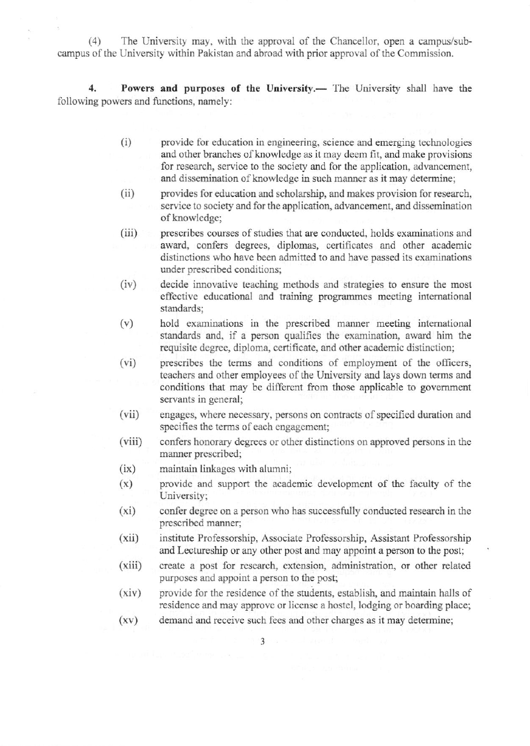(4) The University may, with the approval of the Chancellor, open a campus/sub-campus of the University within Pakistan and abroad with prior approval of the Commission.

**4. Powers and purposes of the University.**— The University shall have the following powers and functions, namely:

(i) provide for education in engineering, science and emerging technologies and other branches of knowledge as it may deem fit, and make provisions for research, service to the society and for the application, advancement, and dissemination of knowledge in such manner as it may determine;

(ii) provides for education and scholarship, and makes provision for research, service to society and for the application, advancement, and dissemination of knowledge;

(iii) prescribes courses of studies that are conducted, holds examinations and award, confers degrees, diplomas, certificates and other academic distinctions who have been admitted to and have passed its examinations under prescribed conditions;

(iv) decide innovative teaching methods and strategies to ensure the most effective educational and training programmes meeting international standards;

(v) hold examinations in the prescribed manner meeting international standards and, if a person qualifies the examination, award him the requisite degree, diploma, certificate, and other academic distinction;

(vi) prescribes the terms and conditions of employment of the officers, teachers and other employees of the University and lays down terms and conditions that may be different from those applicable to government servants in general;

(vii) engages, where necessary, persons on contracts of specified duration and specifies the terms of each engagement;

(viii) confers honorary degrees or other distinctions on approved persons in the manner prescribed;

(ix) maintain linkages with alumni;

(x) provide and support the academic development of the faculty of the University;

(xi) confer degree on a person who has successfully conducted research in the prescribed manner;

(xii) institute Professorship, Associate Professorship, Assistant Professorship and Lectureship or any other post and may appoint a person to the post;

(xiii) create a post for research, extension, administration, or other related purposes and appoint a person to the post;

(xiv) provide for the residence of the students, establish, and maintain halls of residence and may approve or license a hostel, lodging or boarding place;

(xv) demand and receive such fees and other charges as it may determine;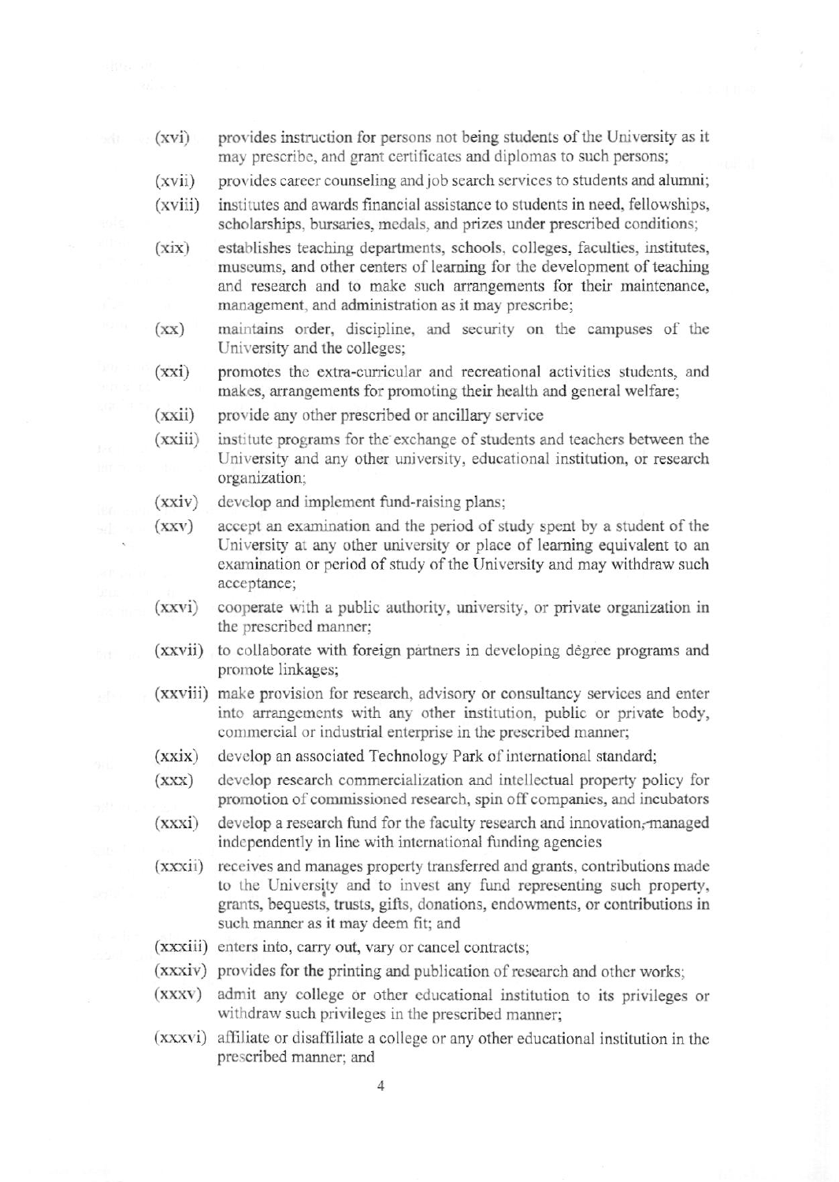(xvi) provides instruction for persons not being students of the University as it may prescribe, and grant certificates and diplomas to such persons;

(xvii) provides career counseling and job search services to students and alumni;

(xviii) institutes and awards financial assistance to students in need, fellowships, scholarships, bursaries, medals, and prizes under prescribed conditions;

(xix) establishes teaching departments, schools, colleges, faculties, institutes, museums, and other centers of learning for the development of teaching and research and to make such arrangements for their maintenance, management, and administration as it may prescribe;

(xx) maintains order, discipline, and security on the campuses of the University and the colleges;

(xxi) promotes the extra-curricular and recreational activities students, and makes, arrangements for promoting their health and general welfare;

(xxii) provide any other prescribed or ancillary service

(xxiii) institute programs for the exchange of students and teachers between the University and any other university, educational institution, or research organization;

(xxiv) develop and implement fund-raising plans;

(xxv) accept an examination and the period of study spent by a student of the University at any other university or place of learning equivalent to an examination or period of study of the University and may withdraw such acceptance;

(xxvi) cooperate with a public authority, university, or private organization in the prescribed manner;

(xxvii) to collaborate with foreign partners in developing degree programs and promote linkages;

(xxviii) make provision for research, advisory or consultancy services and enter into arrangements with any other institution, public or private body, commercial or industrial enterprise in the prescribed manner;

(xxix) develop an associated Technology Park of international standard;

(xxx) develop research commercialization and intellectual property policy for promotion of commissioned research, spin off companies, and incubators

(xxxi) develop a research fund for the faculty research and innovation, managed independently in line with international funding agencies

(xxxii) receives and manages property transferred and grants, contributions made to the University and to invest any fund representing such property, grants, bequests, trusts, gifts, donations, endowments, or contributions in such manner as it may deem fit; and

(xxxiii) enters into, carry out, vary or cancel contracts;

(xxxiv) provides for the printing and publication of research and other works;

(xxxv) admit any college or other educational institution to its privileges or withdraw such privileges in the prescribed manner;

(xxxvi) affiliate or disaffiliate a college or any other educational institution in the prescribed manner; and